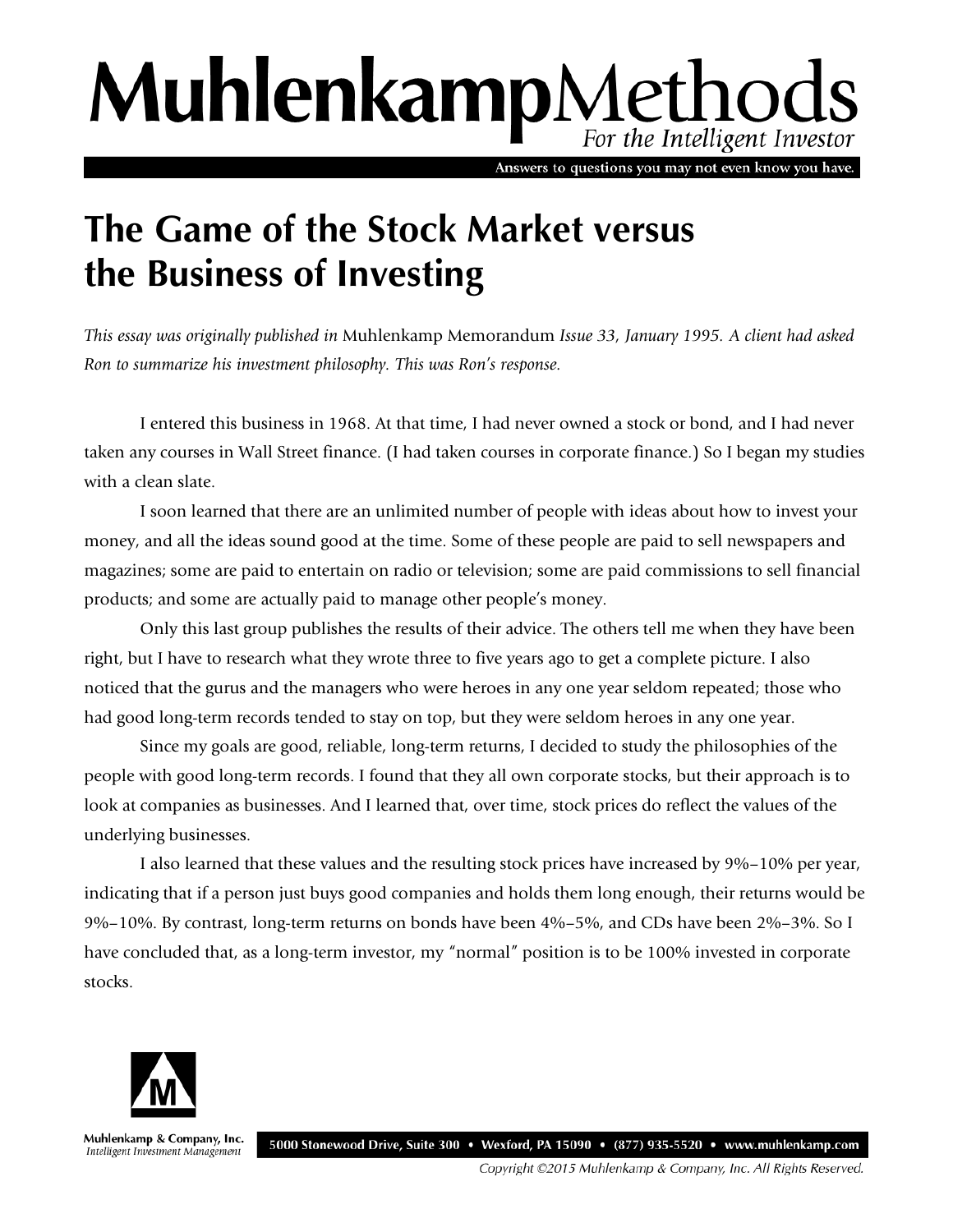# MuhlenkampMethods

*For the Intelligent Investor*

Answers to questions you may not even know you have.

# The Game of the Stock Market versus the Business of Investing

*This essay was originally published in* Muhlenkamp Memorandum *Issue 33, January 1995. A client had asked Ron to summarize his investment philosophy. This was Ron's response.*

I entered this business in 1968. At that time, I had never owned a stock or bond, and I had never taken any courses in Wall Street finance. (I had taken courses in corporate finance.) So I began my studies with a clean slate.

I soon learned that there are an unlimited number of people with ideas about how to invest your money, and all the ideas sound good at the time. Some of these people are paid to sell newspapers and magazines; some are paid to entertain on radio or television; some are paid commissions to sell financial products; and some are actually paid to manage other people's money.

Only this last group publishes the results of their advice. The others tell me when they have been right, but I have to research what they wrote three to five years ago to get a complete picture. I also noticed that the gurus and the managers who were heroes in any one year seldom repeated; those who had good long-term records tended to stay on top, but they were seldom heroes in any one year.

Since my goals are good, reliable, long-term returns, I decided to study the philosophies of the people with good long-term records. I found that they all own corporate stocks, but their approach is to look at companies as businesses. And I learned that, over time, stock prices do reflect the values of the underlying businesses.

I also learned that these values and the resulting stock prices have increased by 9%–10% per year, indicating that if a person just buys good companies and holds them long enough, their returns would be 9%–10%. By contrast, long-term returns on bonds have been 4%–5%, and CDs have been 2%–3%. So I have concluded that, as a long-term investor, my "normal" position is to be 100% invested in corporate stocks.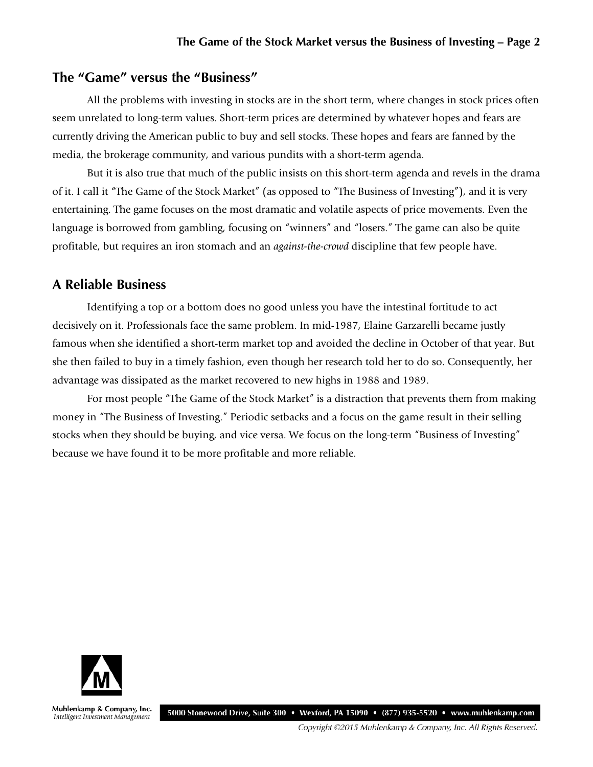## The "Game" versus the "Business"

All the problems with investing in stocks are in the short term, where changes in stock prices often seem unrelated to long-term values. Short-term prices are determined by whatever hopes and fears are currently driving the American public to buy and sell stocks. These hopes and fears are fanned by the media, the brokerage community, and various pundits with a short-term agenda.

But it is also true that much of the public insists on this short-term agenda and revels in the drama of it. I call it "The Game of the Stock Market" (as opposed to "The Business of Investing"), and it is very entertaining. The game focuses on the most dramatic and volatile aspects of price movements. Even the language is borrowed from gambling, focusing on "winners" and "losers." The game can also be quite profitable, but requires an iron stomach and an *against-the-crowd* discipline that few people have.

## A Reliable Business

Identifying a top or a bottom does no good unless you have the intestinal fortitude to act decisively on it. Professionals face the same problem. In mid-1987, Elaine Garzarelli became justly famous when she identified a short-term market top and avoided the decline in October of that year. But she then failed to buy in a timely fashion, even though her research told her to do so. Consequently, her advantage was dissipated as the market recovered to new highs in 1988 and 1989.

For most people "The Game of the Stock Market" is a distraction that prevents them from making money in "The Business of Investing." Periodic setbacks and a focus on the game result in their selling stocks when they should be buying, and vice versa. We focus on the long-term "Business of Investing" because we have found it to be more profitable and more reliable.

Muhlenkamp & Company, Inc.
*Intelligent Investment Management*

5000 Stonewood Drive, Suite 300 • Wexford, PA 15090 • (877) 935-5520 • www.muhlenkamp.com

*Copyright ©2015 Muhlenkamp & Company, Inc. All Rights Reserved.*